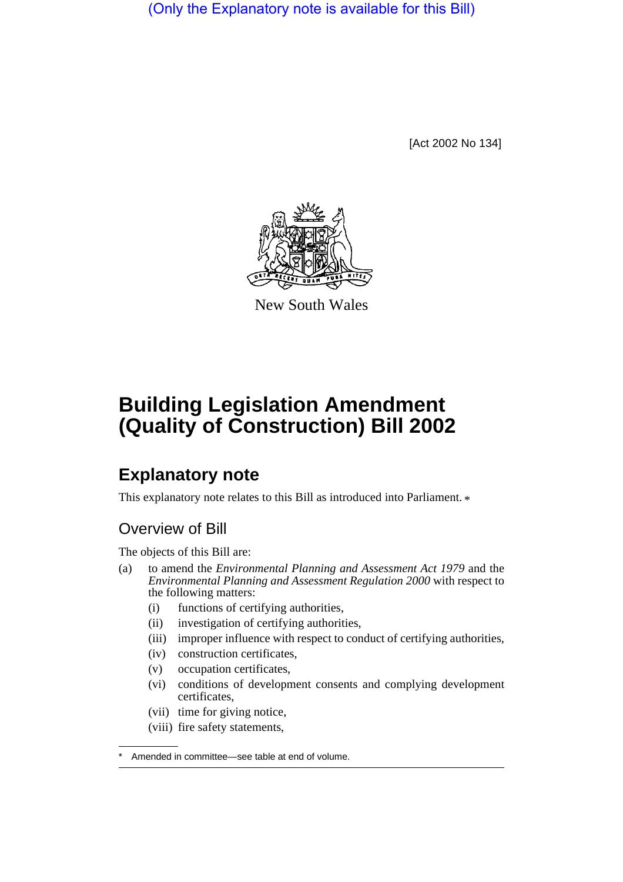(Only the Explanatory note is available for this Bill)

[Act 2002 No 134]

New South Wales

# Building Legislation Amendment (Quality of Construction) Bill 2002

## Explanatory note

This explanatory note relates to this Bill as introduced into Parliament. *

### Overview of Bill

The objects of this Bill are:

(a) to amend the *Environmental Planning and Assessment Act 1979* and the *Environmental Planning and Assessment Regulation 2000* with respect to the following matters:

- (i) functions of certifying authorities,
- (ii) investigation of certifying authorities,
- (iii) improper influence with respect to conduct of certifying authorities,
- (iv) construction certificates,
- (v) occupation certificates,
- (vi) conditions of development consents and complying development certificates,
- (vii) time for giving notice,
- (viii) fire safety statements,

* Amended in committee—see table at end of volume.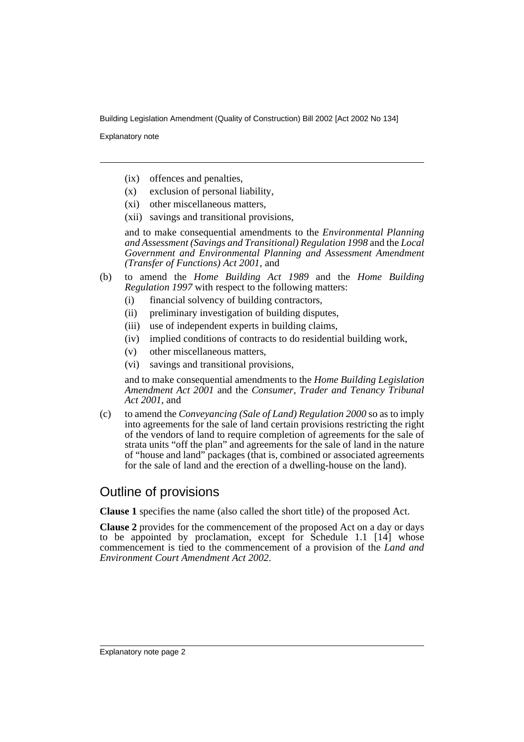- (ix) offences and penalties,
- (x) exclusion of personal liability,
- (xi) other miscellaneous matters,
- (xii) savings and transitional provisions,

and to make consequential amendments to the *Environmental Planning and Assessment (Savings and Transitional) Regulation 1998* and the *Local Government and Environmental Planning and Assessment Amendment (Transfer of Functions) Act 2001*, and

(b) to amend the *Home Building Act 1989* and the *Home Building Regulation 1997* with respect to the following matters:

- (i) financial solvency of building contractors,
- (ii) preliminary investigation of building disputes,
- (iii) use of independent experts in building claims,
- (iv) implied conditions of contracts to do residential building work,
- (v) other miscellaneous matters,
- (vi) savings and transitional provisions,

and to make consequential amendments to the *Home Building Legislation Amendment Act 2001* and the *Consumer, Trader and Tenancy Tribunal Act 2001*, and

(c) to amend the *Conveyancing (Sale of Land) Regulation 2000* so as to imply into agreements for the sale of land certain provisions restricting the right of the vendors of land to require completion of agreements for the sale of strata units "off the plan" and agreements for the sale of land in the nature of "house and land" packages (that is, combined or associated agreements for the sale of land and the erection of a dwelling-house on the land).

## Outline of provisions

**Clause 1** specifies the name (also called the short title) of the proposed Act.

**Clause 2** provides for the commencement of the proposed Act on a day or days to be appointed by proclamation, except for Schedule 1.1 [14] whose commencement is tied to the commencement of a provision of the *Land and Environment Court Amendment Act 2002*.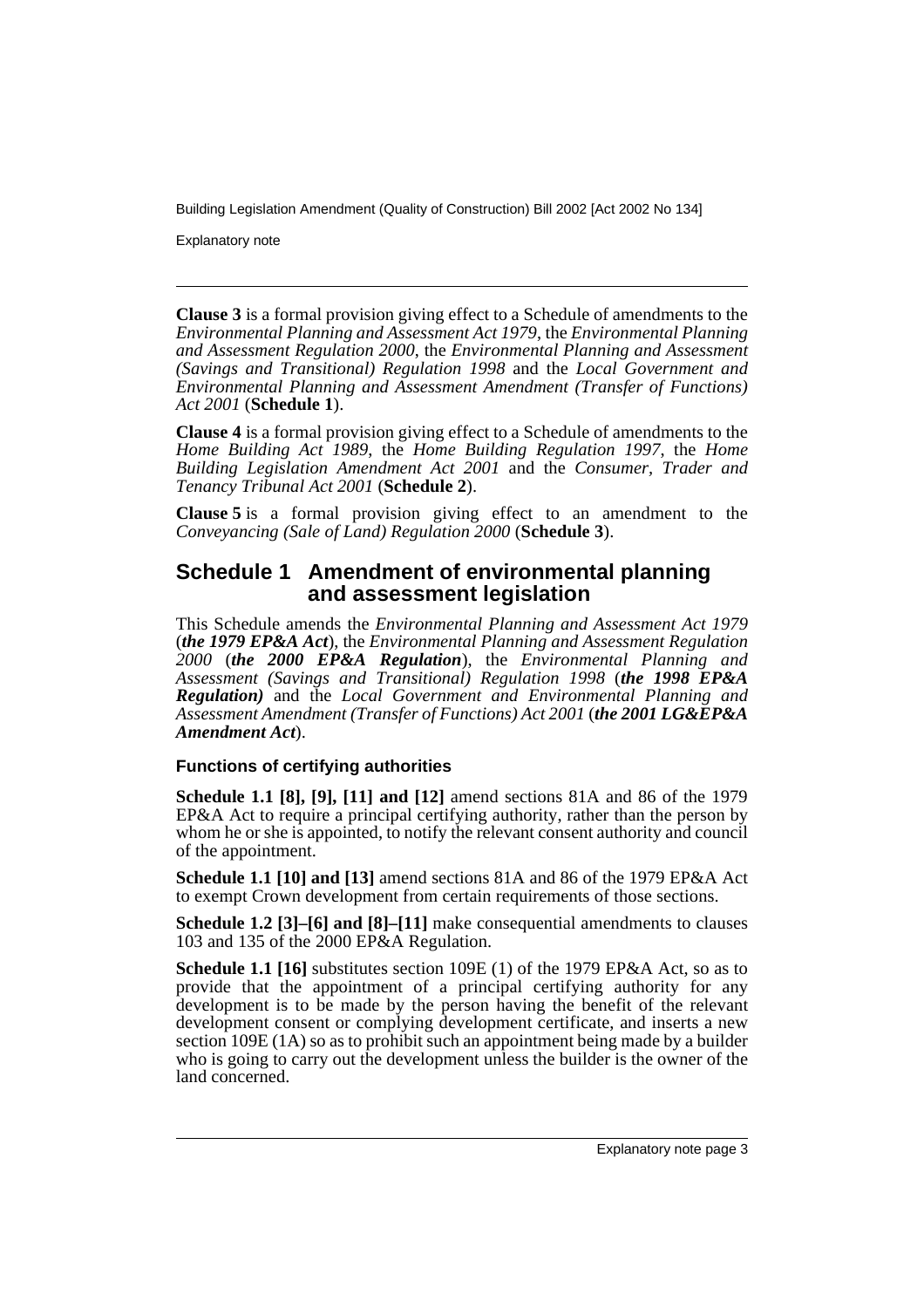**Clause 3** is a formal provision giving effect to a Schedule of amendments to the *Environmental Planning and Assessment Act 1979*, the *Environmental Planning and Assessment Regulation 2000*, the *Environmental Planning and Assessment (Savings and Transitional) Regulation 1998* and the *Local Government and Environmental Planning and Assessment Amendment (Transfer of Functions) Act 2001* (**Schedule 1**).

**Clause 4** is a formal provision giving effect to a Schedule of amendments to the *Home Building Act 1989*, the *Home Building Regulation 1997*, the *Home Building Legislation Amendment Act 2001* and the *Consumer, Trader and Tenancy Tribunal Act 2001* (**Schedule 2**).

**Clause 5** is a formal provision giving effect to an amendment to the *Conveyancing (Sale of Land) Regulation 2000* (**Schedule 3**).

## Schedule 1 Amendment of environmental planning and assessment legislation

This Schedule amends the *Environmental Planning and Assessment Act 1979* (***the 1979 EP&A Act***), the *Environmental Planning and Assessment Regulation 2000* (***the 2000 EP&A Regulation***), the *Environmental Planning and Assessment (Savings and Transitional) Regulation 1998* (***the 1998 EP&A Regulation)*** and the *Local Government and Environmental Planning and Assessment Amendment (Transfer of Functions) Act 2001* (***the 2001 LG&EP&A Amendment Act***).

### Functions of certifying authorities

**Schedule 1.1 [8], [9], [11] and [12]** amend sections 81A and 86 of the 1979 EP&A Act to require a principal certifying authority, rather than the person by whom he or she is appointed, to notify the relevant consent authority and council of the appointment.

**Schedule 1.1 [10] and [13]** amend sections 81A and 86 of the 1979 EP&A Act to exempt Crown development from certain requirements of those sections.

**Schedule 1.2 [3]–[6] and [8]–[11]** make consequential amendments to clauses 103 and 135 of the 2000 EP&A Regulation.

**Schedule 1.1 [16]** substitutes section 109E (1) of the 1979 EP&A Act, so as to provide that the appointment of a principal certifying authority for any development is to be made by the person having the benefit of the relevant development consent or complying development certificate, and inserts a new section 109E (1A) so as to prohibit such an appointment being made by a builder who is going to carry out the development unless the builder is the owner of the land concerned.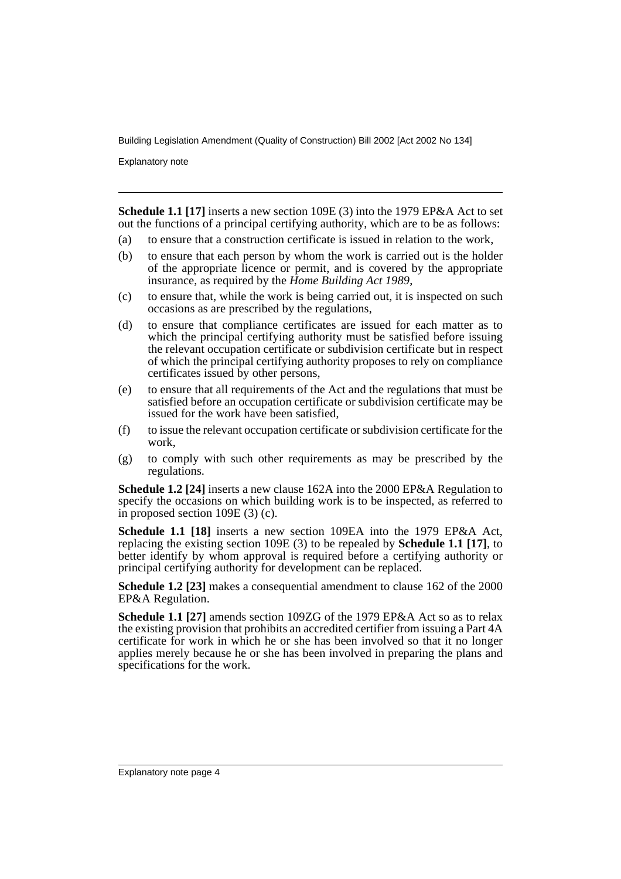**Schedule 1.1 [17]** inserts a new section 109E (3) into the 1979 EP&A Act to set out the functions of a principal certifying authority, which are to be as follows:

(a) to ensure that a construction certificate is issued in relation to the work,

(b) to ensure that each person by whom the work is carried out is the holder of the appropriate licence or permit, and is covered by the appropriate insurance, as required by the *Home Building Act 1989*,

(c) to ensure that, while the work is being carried out, it is inspected on such occasions as are prescribed by the regulations,

(d) to ensure that compliance certificates are issued for each matter as to which the principal certifying authority must be satisfied before issuing the relevant occupation certificate or subdivision certificate but in respect of which the principal certifying authority proposes to rely on compliance certificates issued by other persons,

(e) to ensure that all requirements of the Act and the regulations that must be satisfied before an occupation certificate or subdivision certificate may be issued for the work have been satisfied,

(f) to issue the relevant occupation certificate or subdivision certificate for the work,

(g) to comply with such other requirements as may be prescribed by the regulations.

**Schedule 1.2 [24]** inserts a new clause 162A into the 2000 EP&A Regulation to specify the occasions on which building work is to be inspected, as referred to in proposed section 109E (3) (c).

**Schedule 1.1 [18]** inserts a new section 109EA into the 1979 EP&A Act, replacing the existing section 109E (3) to be repealed by **Schedule 1.1 [17]**, to better identify by whom approval is required before a certifying authority or principal certifying authority for development can be replaced.

**Schedule 1.2 [23]** makes a consequential amendment to clause 162 of the 2000 EP&A Regulation.

**Schedule 1.1 [27]** amends section 109ZG of the 1979 EP&A Act so as to relax the existing provision that prohibits an accredited certifier from issuing a Part 4A certificate for work in which he or she has been involved so that it no longer applies merely because he or she has been involved in preparing the plans and specifications for the work.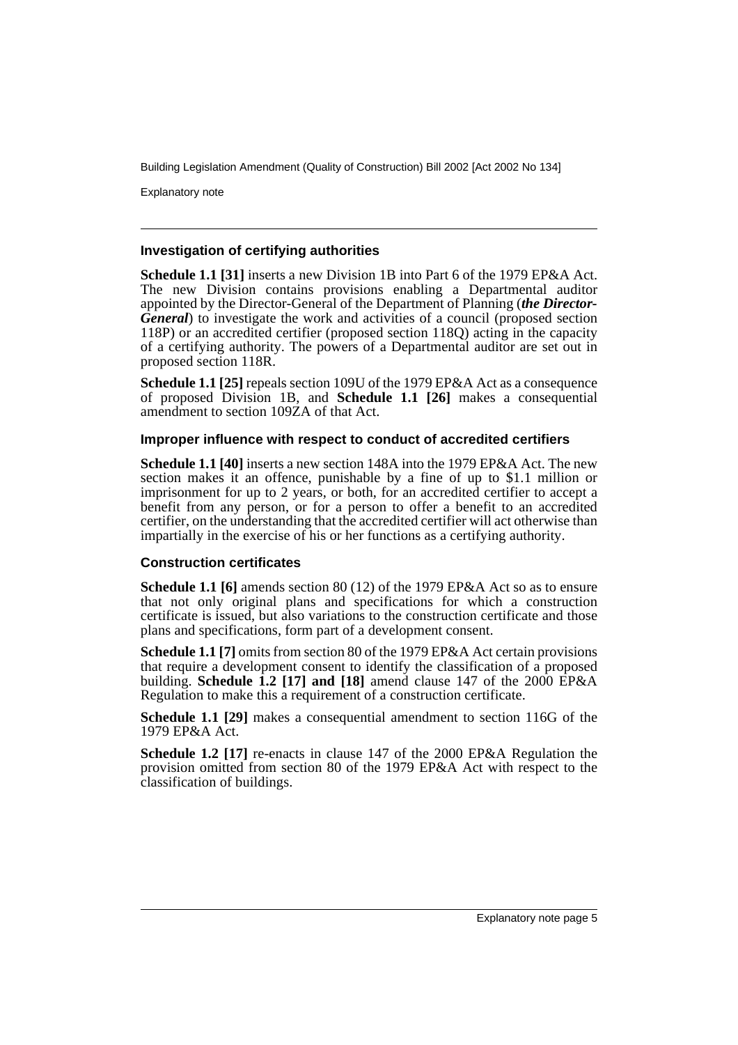### Investigation of certifying authorities

**Schedule 1.1 [31]** inserts a new Division 1B into Part 6 of the 1979 EP&A Act. The new Division contains provisions enabling a Departmental auditor appointed by the Director-General of the Department of Planning (***the Director-General***) to investigate the work and activities of a council (proposed section 118P) or an accredited certifier (proposed section 118Q) acting in the capacity of a certifying authority. The powers of a Departmental auditor are set out in proposed section 118R.

**Schedule 1.1 [25]** repeals section 109U of the 1979 EP&A Act as a consequence of proposed Division 1B, and **Schedule 1.1 [26]** makes a consequential amendment to section 109ZA of that Act.

### Improper influence with respect to conduct of accredited certifiers

**Schedule 1.1 [40]** inserts a new section 148A into the 1979 EP&A Act. The new section makes it an offence, punishable by a fine of up to $1.1 million or imprisonment for up to 2 years, or both, for an accredited certifier to accept a benefit from any person, or for a person to offer a benefit to an accredited certifier, on the understanding that the accredited certifier will act otherwise than impartially in the exercise of his or her functions as a certifying authority.

### Construction certificates

**Schedule 1.1 [6]** amends section 80 (12) of the 1979 EP&A Act so as to ensure that not only original plans and specifications for which a construction certificate is issued, but also variations to the construction certificate and those plans and specifications, form part of a development consent.

**Schedule 1.1 [7]** omits from section 80 of the 1979 EP&A Act certain provisions that require a development consent to identify the classification of a proposed building. **Schedule 1.2 [17] and [18]** amend clause 147 of the 2000 EP&A Regulation to make this a requirement of a construction certificate.

**Schedule 1.1 [29]** makes a consequential amendment to section 116G of the 1979 EP&A Act.

**Schedule 1.2 [17]** re-enacts in clause 147 of the 2000 EP&A Regulation the provision omitted from section 80 of the 1979 EP&A Act with respect to the classification of buildings.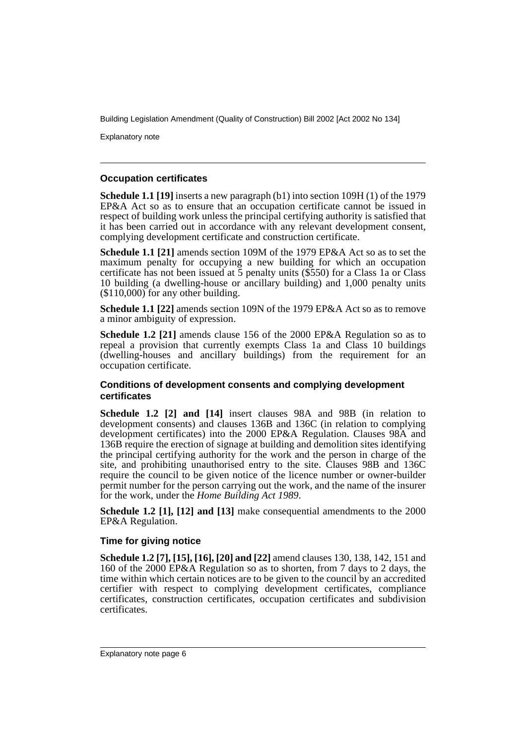### Occupation certificates

**Schedule 1.1 [19]** inserts a new paragraph (b1) into section 109H (1) of the 1979 EP&A Act so as to ensure that an occupation certificate cannot be issued in respect of building work unless the principal certifying authority is satisfied that it has been carried out in accordance with any relevant development consent, complying development certificate and construction certificate.

**Schedule 1.1 [21]** amends section 109M of the 1979 EP&A Act so as to set the maximum penalty for occupying a new building for which an occupation certificate has not been issued at 5 penalty units ($550) for a Class 1a or Class 10 building (a dwelling-house or ancillary building) and 1,000 penalty units ($110,000) for any other building.

**Schedule 1.1 [22]** amends section 109N of the 1979 EP&A Act so as to remove a minor ambiguity of expression.

**Schedule 1.2 [21]** amends clause 156 of the 2000 EP&A Regulation so as to repeal a provision that currently exempts Class 1a and Class 10 buildings (dwelling-houses and ancillary buildings) from the requirement for an occupation certificate.

### Conditions of development consents and complying development certificates

**Schedule 1.2 [2] and [14]** insert clauses 98A and 98B (in relation to development consents) and clauses 136B and 136C (in relation to complying development certificates) into the 2000 EP&A Regulation. Clauses 98A and 136B require the erection of signage at building and demolition sites identifying the principal certifying authority for the work and the person in charge of the site, and prohibiting unauthorised entry to the site. Clauses 98B and 136C require the council to be given notice of the licence number or owner-builder permit number for the person carrying out the work, and the name of the insurer for the work, under the *Home Building Act 1989*.

**Schedule 1.2 [1], [12] and [13]** make consequential amendments to the 2000 EP&A Regulation.

### Time for giving notice

**Schedule 1.2 [7], [15], [16], [20] and [22]** amend clauses 130, 138, 142, 151 and 160 of the 2000 EP&A Regulation so as to shorten, from 7 days to 2 days, the time within which certain notices are to be given to the council by an accredited certifier with respect to complying development certificates, compliance certificates, construction certificates, occupation certificates and subdivision certificates.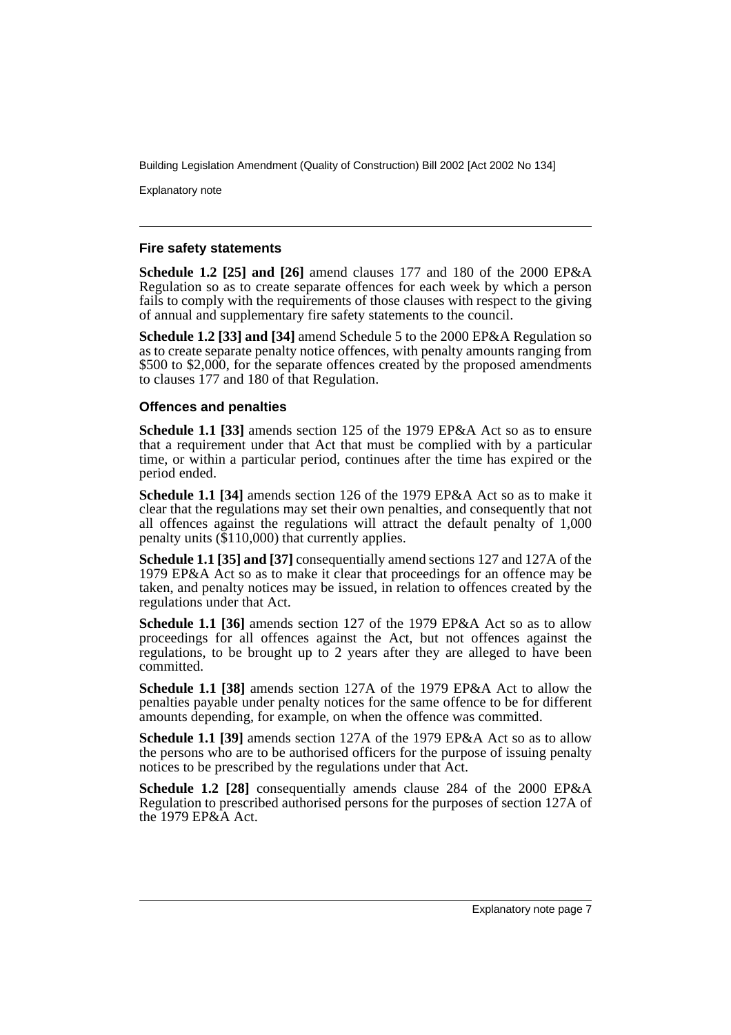### Fire safety statements

**Schedule 1.2 [25] and [26]** amend clauses 177 and 180 of the 2000 EP&A Regulation so as to create separate offences for each week by which a person fails to comply with the requirements of those clauses with respect to the giving of annual and supplementary fire safety statements to the council.

**Schedule 1.2 [33] and [34]** amend Schedule 5 to the 2000 EP&A Regulation so as to create separate penalty notice offences, with penalty amounts ranging from $500 to $2,000, for the separate offences created by the proposed amendments to clauses 177 and 180 of that Regulation.

### Offences and penalties

**Schedule 1.1 [33]** amends section 125 of the 1979 EP&A Act so as to ensure that a requirement under that Act that must be complied with by a particular time, or within a particular period, continues after the time has expired or the period ended.

**Schedule 1.1 [34]** amends section 126 of the 1979 EP&A Act so as to make it clear that the regulations may set their own penalties, and consequently that not all offences against the regulations will attract the default penalty of 1,000 penalty units ($110,000) that currently applies.

**Schedule 1.1 [35] and [37]** consequentially amend sections 127 and 127A of the 1979 EP&A Act so as to make it clear that proceedings for an offence may be taken, and penalty notices may be issued, in relation to offences created by the regulations under that Act.

**Schedule 1.1 [36]** amends section 127 of the 1979 EP&A Act so as to allow proceedings for all offences against the Act, but not offences against the regulations, to be brought up to 2 years after they are alleged to have been committed.

**Schedule 1.1 [38]** amends section 127A of the 1979 EP&A Act to allow the penalties payable under penalty notices for the same offence to be for different amounts depending, for example, on when the offence was committed.

**Schedule 1.1 [39]** amends section 127A of the 1979 EP&A Act so as to allow the persons who are to be authorised officers for the purpose of issuing penalty notices to be prescribed by the regulations under that Act.

**Schedule 1.2 [28]** consequentially amends clause 284 of the 2000 EP&A Regulation to prescribed authorised persons for the purposes of section 127A of the 1979 EP&A Act.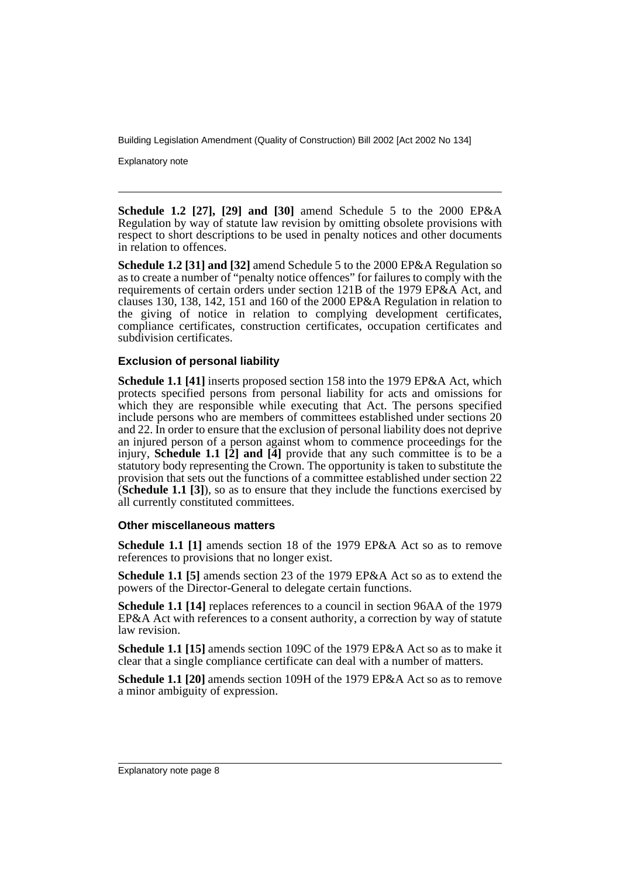**Schedule 1.2 [27], [29] and [30]** amend Schedule 5 to the 2000 EP&A Regulation by way of statute law revision by omitting obsolete provisions with respect to short descriptions to be used in penalty notices and other documents in relation to offences.

**Schedule 1.2 [31] and [32]** amend Schedule 5 to the 2000 EP&A Regulation so as to create a number of "penalty notice offences" for failures to comply with the requirements of certain orders under section 121B of the 1979 EP&A Act, and clauses 130, 138, 142, 151 and 160 of the 2000 EP&A Regulation in relation to the giving of notice in relation to complying development certificates, compliance certificates, construction certificates, occupation certificates and subdivision certificates.

### Exclusion of personal liability

**Schedule 1.1 [41]** inserts proposed section 158 into the 1979 EP&A Act, which protects specified persons from personal liability for acts and omissions for which they are responsible while executing that Act. The persons specified include persons who are members of committees established under sections 20 and 22. In order to ensure that the exclusion of personal liability does not deprive an injured person of a person against whom to commence proceedings for the injury, **Schedule 1.1 [2] and [4]** provide that any such committee is to be a statutory body representing the Crown. The opportunity is taken to substitute the provision that sets out the functions of a committee established under section 22 (**Schedule 1.1 [3]**), so as to ensure that they include the functions exercised by all currently constituted committees.

### Other miscellaneous matters

**Schedule 1.1 [1]** amends section 18 of the 1979 EP&A Act so as to remove references to provisions that no longer exist.

**Schedule 1.1 [5]** amends section 23 of the 1979 EP&A Act so as to extend the powers of the Director-General to delegate certain functions.

**Schedule 1.1 [14]** replaces references to a council in section 96AA of the 1979 EP&A Act with references to a consent authority, a correction by way of statute law revision.

**Schedule 1.1 [15]** amends section 109C of the 1979 EP&A Act so as to make it clear that a single compliance certificate can deal with a number of matters.

**Schedule 1.1 [20]** amends section 109H of the 1979 EP&A Act so as to remove a minor ambiguity of expression.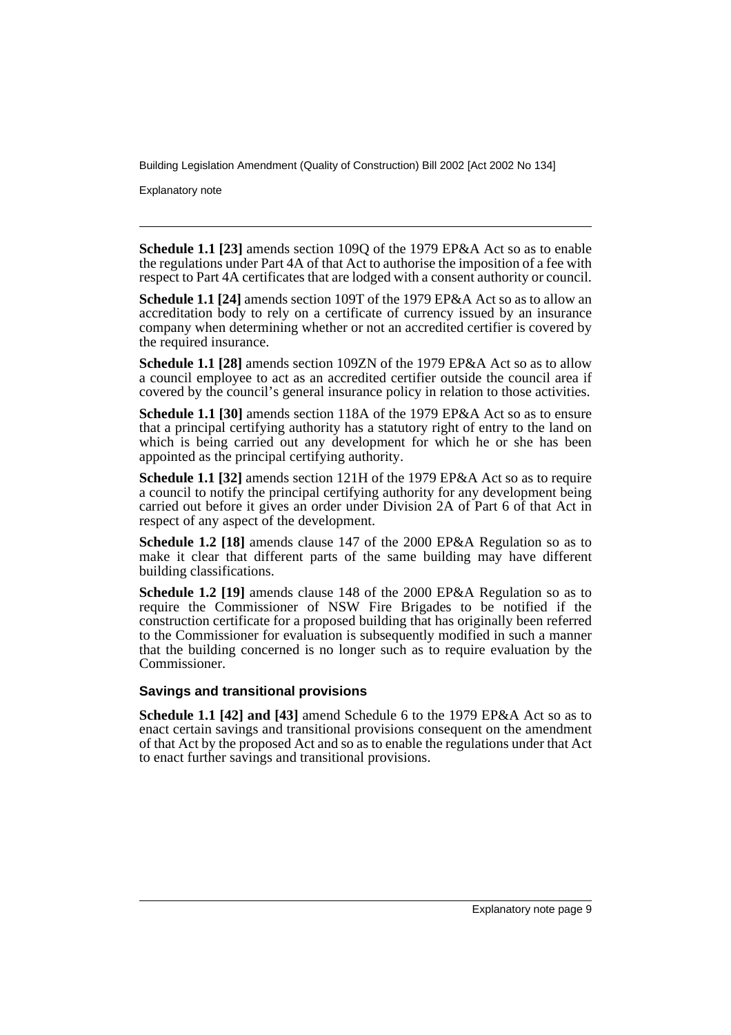**Schedule 1.1 [23]** amends section 109Q of the 1979 EP&A Act so as to enable the regulations under Part 4A of that Act to authorise the imposition of a fee with respect to Part 4A certificates that are lodged with a consent authority or council.

**Schedule 1.1 [24]** amends section 109T of the 1979 EP&A Act so as to allow an accreditation body to rely on a certificate of currency issued by an insurance company when determining whether or not an accredited certifier is covered by the required insurance.

**Schedule 1.1 [28]** amends section 109ZN of the 1979 EP&A Act so as to allow a council employee to act as an accredited certifier outside the council area if covered by the council's general insurance policy in relation to those activities.

**Schedule 1.1 [30]** amends section 118A of the 1979 EP&A Act so as to ensure that a principal certifying authority has a statutory right of entry to the land on which is being carried out any development for which he or she has been appointed as the principal certifying authority.

**Schedule 1.1 [32]** amends section 121H of the 1979 EP&A Act so as to require a council to notify the principal certifying authority for any development being carried out before it gives an order under Division 2A of Part 6 of that Act in respect of any aspect of the development.

**Schedule 1.2 [18]** amends clause 147 of the 2000 EP&A Regulation so as to make it clear that different parts of the same building may have different building classifications.

**Schedule 1.2 [19]** amends clause 148 of the 2000 EP&A Regulation so as to require the Commissioner of NSW Fire Brigades to be notified if the construction certificate for a proposed building that has originally been referred to the Commissioner for evaluation is subsequently modified in such a manner that the building concerned is no longer such as to require evaluation by the Commissioner.

### Savings and transitional provisions

**Schedule 1.1 [42] and [43]** amend Schedule 6 to the 1979 EP&A Act so as to enact certain savings and transitional provisions consequent on the amendment of that Act by the proposed Act and so as to enable the regulations under that Act to enact further savings and transitional provisions.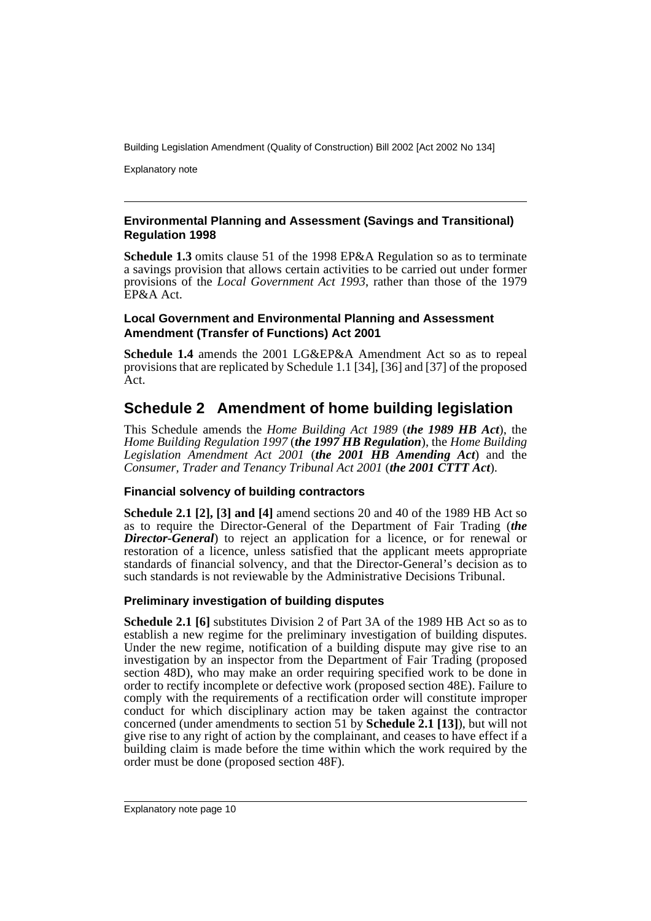#### Environmental Planning and Assessment (Savings and Transitional) Regulation 1998

**Schedule 1.3** omits clause 51 of the 1998 EP&A Regulation so as to terminate a savings provision that allows certain activities to be carried out under former provisions of the *Local Government Act 1993*, rather than those of the 1979 EP&A Act.

#### Local Government and Environmental Planning and Assessment Amendment (Transfer of Functions) Act 2001

**Schedule 1.4** amends the 2001 LG&EP&A Amendment Act so as to repeal provisions that are replicated by Schedule 1.1 [34], [36] and [37] of the proposed Act.

## Schedule 2 Amendment of home building legislation

This Schedule amends the *Home Building Act 1989* (***the 1989 HB Act***), the *Home Building Regulation 1997* (***the 1997 HB Regulation***), the *Home Building Legislation Amendment Act 2001* (***the 2001 HB Amending Act***) and the *Consumer, Trader and Tenancy Tribunal Act 2001* (***the 2001 CTTT Act***).

#### Financial solvency of building contractors

**Schedule 2.1 [2], [3] and [4]** amend sections 20 and 40 of the 1989 HB Act so as to require the Director-General of the Department of Fair Trading (***the Director-General***) to reject an application for a licence, or for renewal or restoration of a licence, unless satisfied that the applicant meets appropriate standards of financial solvency, and that the Director-General's decision as to such standards is not reviewable by the Administrative Decisions Tribunal.

#### Preliminary investigation of building disputes

**Schedule 2.1 [6]** substitutes Division 2 of Part 3A of the 1989 HB Act so as to establish a new regime for the preliminary investigation of building disputes. Under the new regime, notification of a building dispute may give rise to an investigation by an inspector from the Department of Fair Trading (proposed section 48D), who may make an order requiring specified work to be done in order to rectify incomplete or defective work (proposed section 48E). Failure to comply with the requirements of a rectification order will constitute improper conduct for which disciplinary action may be taken against the contractor concerned (under amendments to section 51 by **Schedule 2.1 [13]**), but will not give rise to any right of action by the complainant, and ceases to have effect if a building claim is made before the time within which the work required by the order must be done (proposed section 48F).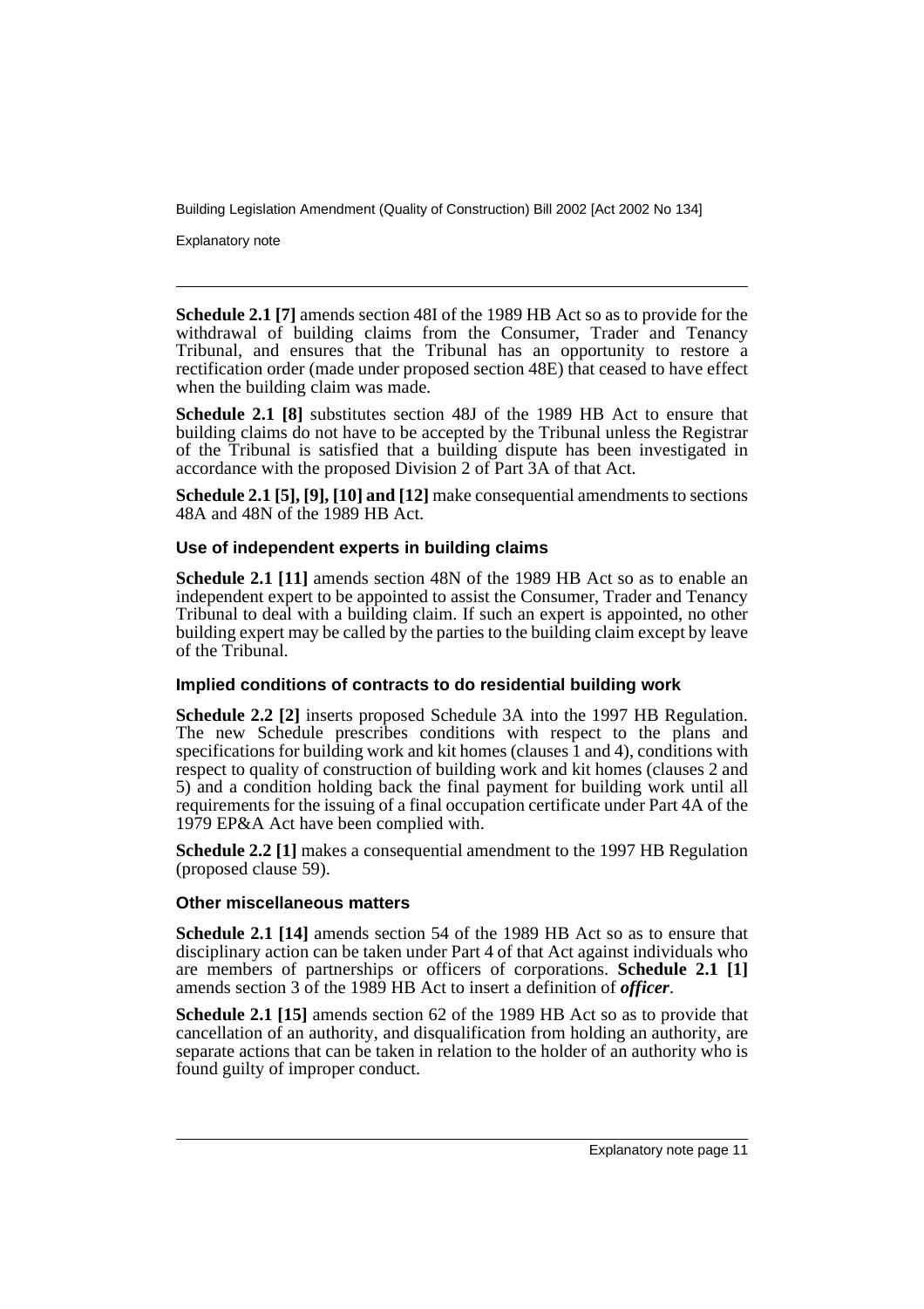**Schedule 2.1 [7]** amends section 48I of the 1989 HB Act so as to provide for the withdrawal of building claims from the Consumer, Trader and Tenancy Tribunal, and ensures that the Tribunal has an opportunity to restore a rectification order (made under proposed section 48E) that ceased to have effect when the building claim was made.

**Schedule 2.1 [8]** substitutes section 48J of the 1989 HB Act to ensure that building claims do not have to be accepted by the Tribunal unless the Registrar of the Tribunal is satisfied that a building dispute has been investigated in accordance with the proposed Division 2 of Part 3A of that Act.

**Schedule 2.1 [5], [9], [10] and [12]** make consequential amendments to sections 48A and 48N of the 1989 HB Act.

#### Use of independent experts in building claims

**Schedule 2.1 [11]** amends section 48N of the 1989 HB Act so as to enable an independent expert to be appointed to assist the Consumer, Trader and Tenancy Tribunal to deal with a building claim. If such an expert is appointed, no other building expert may be called by the parties to the building claim except by leave of the Tribunal.

#### Implied conditions of contracts to do residential building work

**Schedule 2.2 [2]** inserts proposed Schedule 3A into the 1997 HB Regulation. The new Schedule prescribes conditions with respect to the plans and specifications for building work and kit homes (clauses 1 and 4), conditions with respect to quality of construction of building work and kit homes (clauses 2 and 5) and a condition holding back the final payment for building work until all requirements for the issuing of a final occupation certificate under Part 4A of the 1979 EP&A Act have been complied with.

**Schedule 2.2 [1]** makes a consequential amendment to the 1997 HB Regulation (proposed clause 59).

#### Other miscellaneous matters

**Schedule 2.1 [14]** amends section 54 of the 1989 HB Act so as to ensure that disciplinary action can be taken under Part 4 of that Act against individuals who are members of partnerships or officers of corporations. **Schedule 2.1 [1]** amends section 3 of the 1989 HB Act to insert a definition of ***officer***.

**Schedule 2.1 [15]** amends section 62 of the 1989 HB Act so as to provide that cancellation of an authority, and disqualification from holding an authority, are separate actions that can be taken in relation to the holder of an authority who is found guilty of improper conduct.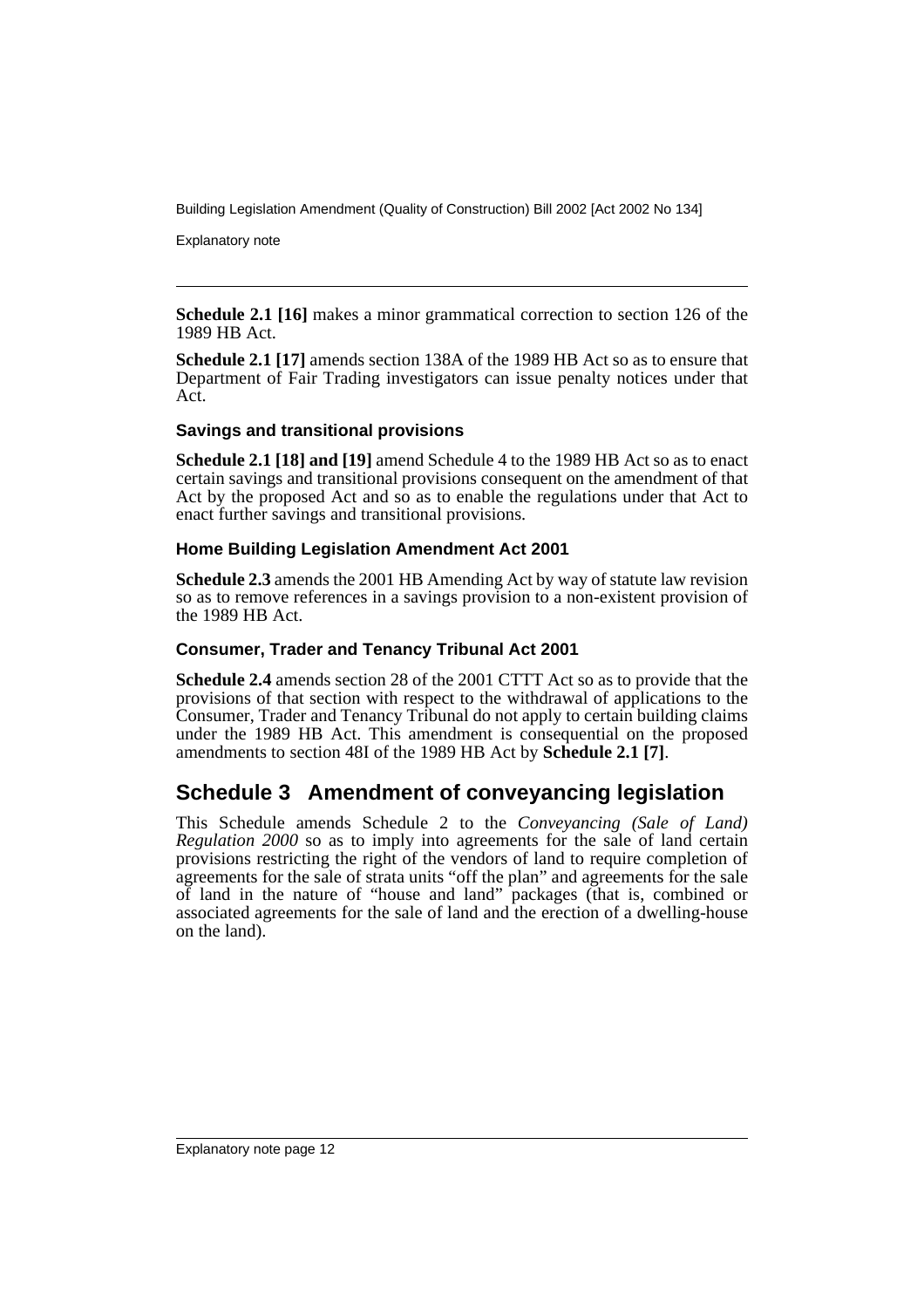**Schedule 2.1 [16]** makes a minor grammatical correction to section 126 of the 1989 HB Act.

**Schedule 2.1 [17]** amends section 138A of the 1989 HB Act so as to ensure that Department of Fair Trading investigators can issue penalty notices under that Act.

### Savings and transitional provisions

**Schedule 2.1 [18] and [19]** amend Schedule 4 to the 1989 HB Act so as to enact certain savings and transitional provisions consequent on the amendment of that Act by the proposed Act and so as to enable the regulations under that Act to enact further savings and transitional provisions.

### Home Building Legislation Amendment Act 2001

**Schedule 2.3** amends the 2001 HB Amending Act by way of statute law revision so as to remove references in a savings provision to a non-existent provision of the 1989 HB Act.

### Consumer, Trader and Tenancy Tribunal Act 2001

**Schedule 2.4** amends section 28 of the 2001 CTTT Act so as to provide that the provisions of that section with respect to the withdrawal of applications to the Consumer, Trader and Tenancy Tribunal do not apply to certain building claims under the 1989 HB Act. This amendment is consequential on the proposed amendments to section 48I of the 1989 HB Act by **Schedule 2.1 [7]**.

## Schedule 3 Amendment of conveyancing legislation

This Schedule amends Schedule 2 to the *Conveyancing (Sale of Land) Regulation 2000* so as to imply into agreements for the sale of land certain provisions restricting the right of the vendors of land to require completion of agreements for the sale of strata units "off the plan" and agreements for the sale of land in the nature of "house and land" packages (that is, combined or associated agreements for the sale of land and the erection of a dwelling-house on the land).